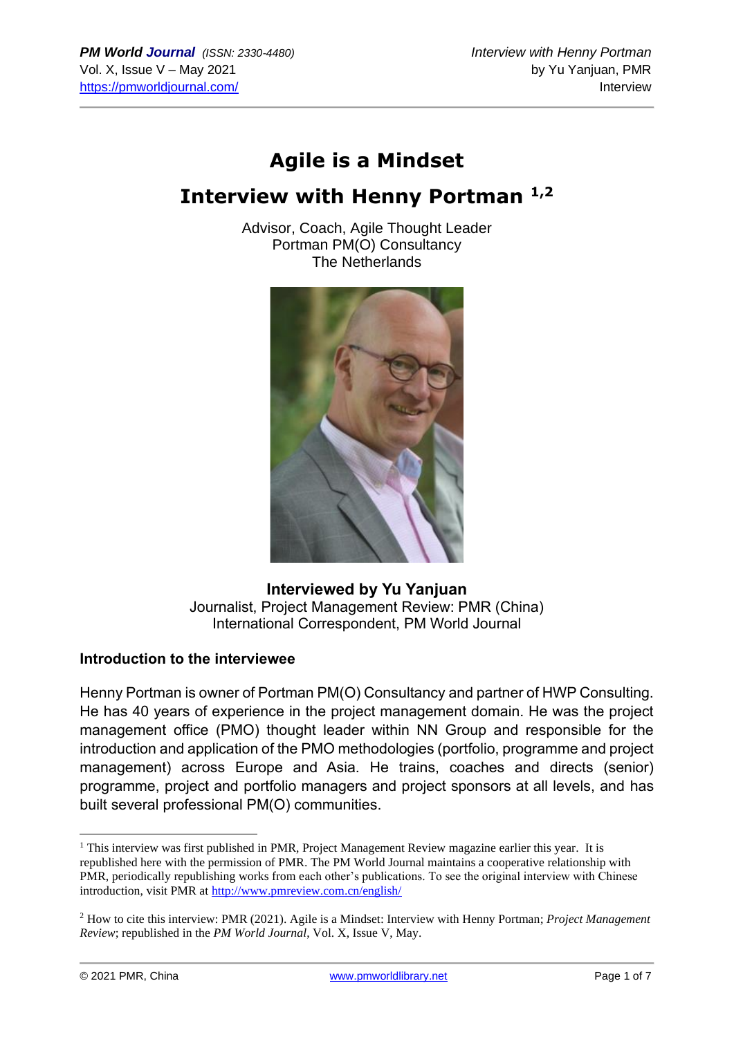# Agile is a Mindset

## Interview with Henny Portman [1,2]

Advisor, Coach, Agile Thought Leader
Portman PM(O) Consultancy
The Netherlands

**Interviewed by Yu Yanjuan**
Journalist, Project Management Review: PMR (China)
International Correspondent, PM World Journal

### Introduction to the interviewee

Henny Portman is owner of Portman PM(O) Consultancy and partner of HWP Consulting. He has 40 years of experience in the project management domain. He was the project management office (PMO) thought leader within NN Group and responsible for the introduction and application of the PMO methodologies (portfolio, programme and project management) across Europe and Asia. He trains, coaches and directs (senior) programme, project and portfolio managers and project sponsors at all levels, and has built several professional PM(O) communities.

---

[1] This interview was first published in PMR, Project Management Review magazine earlier this year. It is republished here with the permission of PMR. The PM World Journal maintains a cooperative relationship with PMR, periodically republishing works from each other's publications. To see the original interview with Chinese introduction, visit PMR at http://www.pmreview.com.cn/english/

[2] How to cite this interview: PMR (2021). Agile is a Mindset: Interview with Henny Portman; *Project Management Review*; republished in the *PM World Journal*, Vol. X, Issue V, May.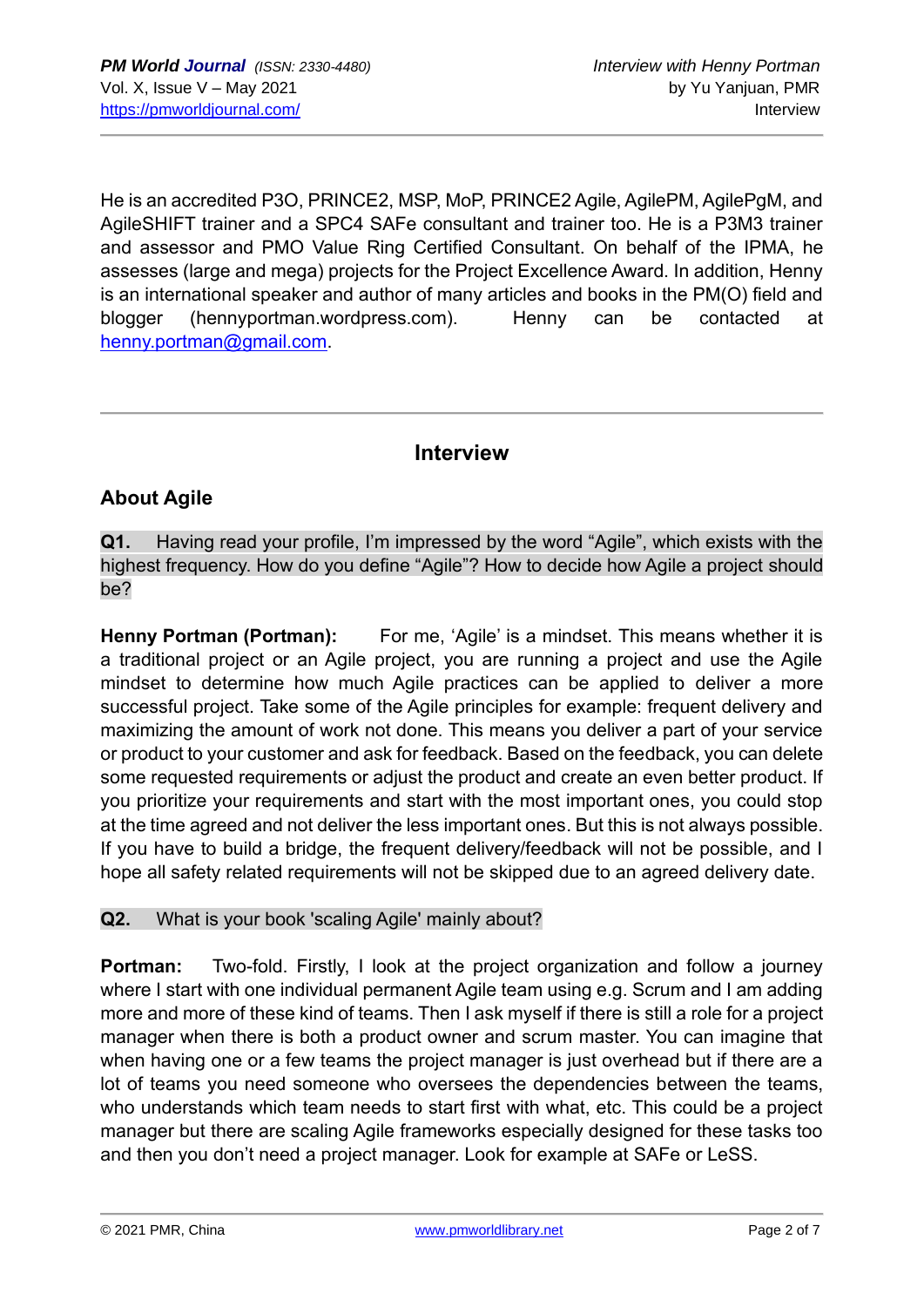He is an accredited P3O, PRINCE2, MSP, MoP, PRINCE2 Agile, AgilePM, AgilePgM, and AgileSHIFT trainer and a SPC4 SAFe consultant and trainer too. He is a P3M3 trainer and assessor and PMO Value Ring Certified Consultant. On behalf of the IPMA, he assesses (large and mega) projects for the Project Excellence Award. In addition, Henny is an international speaker and author of many articles and books in the PM(O) field and blogger (hennyportman.wordpress.com). Henny can be contacted at henny.portman@gmail.com.

---

## Interview

### About Agile

**Q1.** Having read your profile, I'm impressed by the word "Agile", which exists with the highest frequency. How do you define "Agile"? How to decide how Agile a project should be?

**Henny Portman (Portman):** For me, 'Agile' is a mindset. This means whether it is a traditional project or an Agile project, you are running a project and use the Agile mindset to determine how much Agile practices can be applied to deliver a more successful project. Take some of the Agile principles for example: frequent delivery and maximizing the amount of work not done. This means you deliver a part of your service or product to your customer and ask for feedback. Based on the feedback, you can delete some requested requirements or adjust the product and create an even better product. If you prioritize your requirements and start with the most important ones, you could stop at the time agreed and not deliver the less important ones. But this is not always possible. If you have to build a bridge, the frequent delivery/feedback will not be possible, and I hope all safety related requirements will not be skipped due to an agreed delivery date.

**Q2.** What is your book 'scaling Agile' mainly about?

**Portman:** Two-fold. Firstly, I look at the project organization and follow a journey where I start with one individual permanent Agile team using e.g. Scrum and I am adding more and more of these kind of teams. Then I ask myself if there is still a role for a project manager when there is both a product owner and scrum master. You can imagine that when having one or a few teams the project manager is just overhead but if there are a lot of teams you need someone who oversees the dependencies between the teams, who understands which team needs to start first with what, etc. This could be a project manager but there are scaling Agile frameworks especially designed for these tasks too and then you don't need a project manager. Look for example at SAFe or LeSS.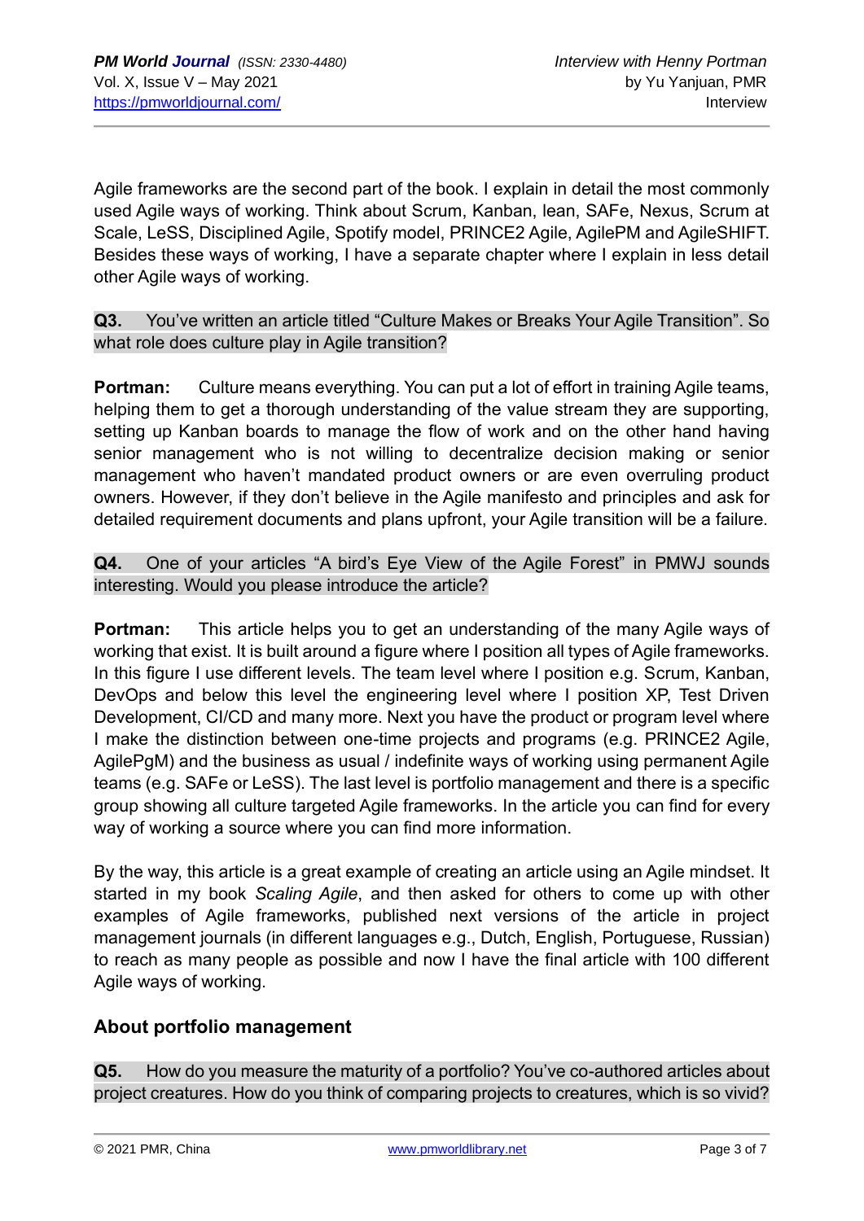Agile frameworks are the second part of the book. I explain in detail the most commonly used Agile ways of working. Think about Scrum, Kanban, lean, SAFe, Nexus, Scrum at Scale, LeSS, Disciplined Agile, Spotify model, PRINCE2 Agile, AgilePM and AgileSHIFT. Besides these ways of working, I have a separate chapter where I explain in less detail other Agile ways of working.

**Q3.** You've written an article titled "Culture Makes or Breaks Your Agile Transition". So what role does culture play in Agile transition?

**Portman:** Culture means everything. You can put a lot of effort in training Agile teams, helping them to get a thorough understanding of the value stream they are supporting, setting up Kanban boards to manage the flow of work and on the other hand having senior management who is not willing to decentralize decision making or senior management who haven't mandated product owners or are even overruling product owners. However, if they don't believe in the Agile manifesto and principles and ask for detailed requirement documents and plans upfront, your Agile transition will be a failure.

**Q4.** One of your articles "A bird's Eye View of the Agile Forest" in PMWJ sounds interesting. Would you please introduce the article?

**Portman:** This article helps you to get an understanding of the many Agile ways of working that exist. It is built around a figure where I position all types of Agile frameworks. In this figure I use different levels. The team level where I position e.g. Scrum, Kanban, DevOps and below this level the engineering level where I position XP, Test Driven Development, CI/CD and many more. Next you have the product or program level where I make the distinction between one-time projects and programs (e.g. PRINCE2 Agile, AgilePgM) and the business as usual / indefinite ways of working using permanent Agile teams (e.g. SAFe or LeSS). The last level is portfolio management and there is a specific group showing all culture targeted Agile frameworks. In the article you can find for every way of working a source where you can find more information.

By the way, this article is a great example of creating an article using an Agile mindset. It started in my book *Scaling Agile*, and then asked for others to come up with other examples of Agile frameworks, published next versions of the article in project management journals (in different languages e.g., Dutch, English, Portuguese, Russian) to reach as many people as possible and now I have the final article with 100 different Agile ways of working.

## About portfolio management

**Q5.** How do you measure the maturity of a portfolio? You've co-authored articles about project creatures. How do you think of comparing projects to creatures, which is so vivid?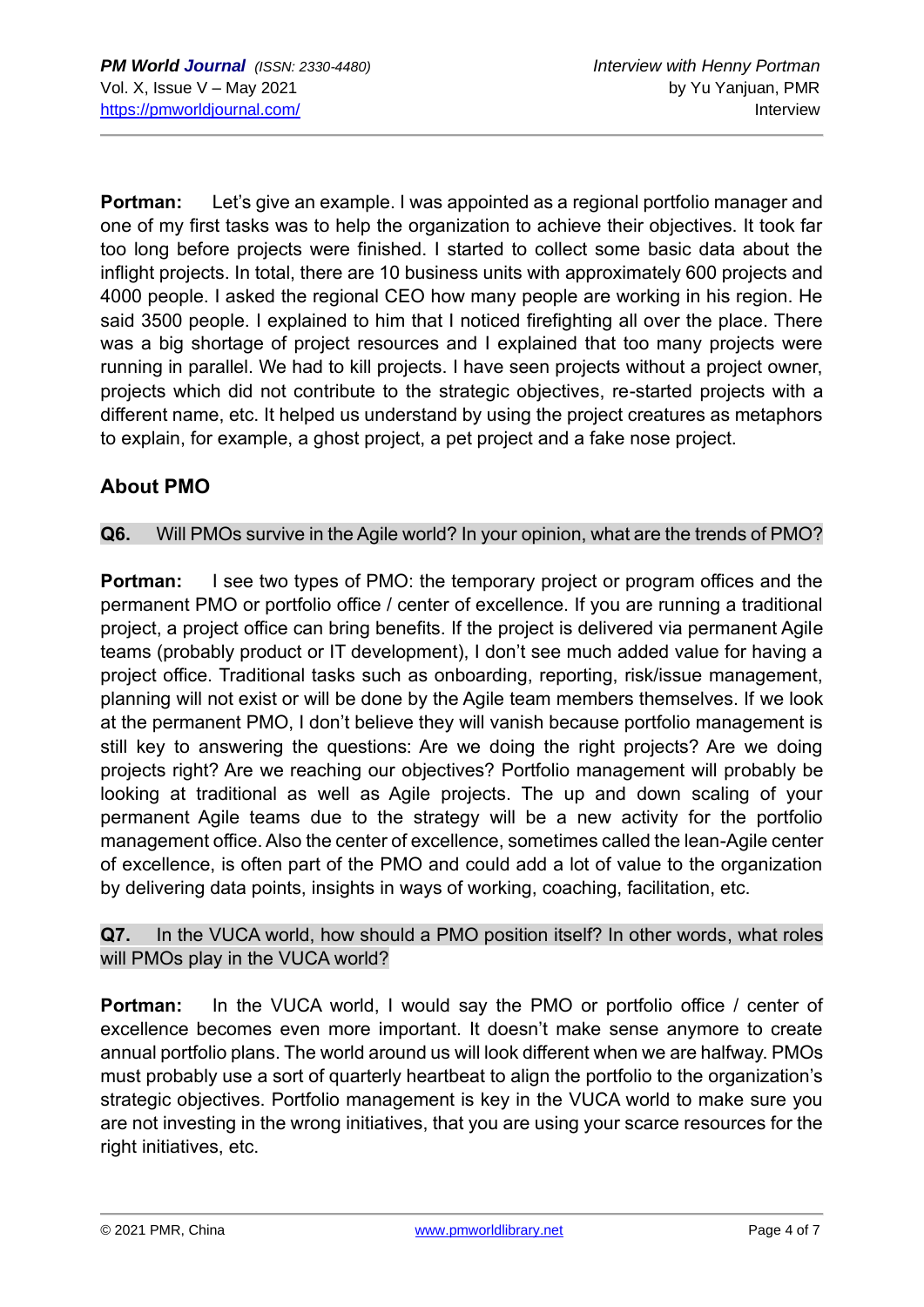**Portman:** Let's give an example. I was appointed as a regional portfolio manager and one of my first tasks was to help the organization to achieve their objectives. It took far too long before projects were finished. I started to collect some basic data about the inflight projects. In total, there are 10 business units with approximately 600 projects and 4000 people. I asked the regional CEO how many people are working in his region. He said 3500 people. I explained to him that I noticed firefighting all over the place. There was a big shortage of project resources and I explained that too many projects were running in parallel. We had to kill projects. I have seen projects without a project owner, projects which did not contribute to the strategic objectives, re-started projects with a different name, etc. It helped us understand by using the project creatures as metaphors to explain, for example, a ghost project, a pet project and a fake nose project.

## About PMO

**Q6.** Will PMOs survive in the Agile world? In your opinion, what are the trends of PMO?

**Portman:** I see two types of PMO: the temporary project or program offices and the permanent PMO or portfolio office / center of excellence. If you are running a traditional project, a project office can bring benefits. If the project is delivered via permanent Agile teams (probably product or IT development), I don't see much added value for having a project office. Traditional tasks such as onboarding, reporting, risk/issue management, planning will not exist or will be done by the Agile team members themselves. If we look at the permanent PMO, I don't believe they will vanish because portfolio management is still key to answering the questions: Are we doing the right projects? Are we doing projects right? Are we reaching our objectives? Portfolio management will probably be looking at traditional as well as Agile projects. The up and down scaling of your permanent Agile teams due to the strategy will be a new activity for the portfolio management office. Also the center of excellence, sometimes called the lean-Agile center of excellence, is often part of the PMO and could add a lot of value to the organization by delivering data points, insights in ways of working, coaching, facilitation, etc.

**Q7.** In the VUCA world, how should a PMO position itself? In other words, what roles will PMOs play in the VUCA world?

**Portman:** In the VUCA world, I would say the PMO or portfolio office / center of excellence becomes even more important. It doesn't make sense anymore to create annual portfolio plans. The world around us will look different when we are halfway. PMOs must probably use a sort of quarterly heartbeat to align the portfolio to the organization's strategic objectives. Portfolio management is key in the VUCA world to make sure you are not investing in the wrong initiatives, that you are using your scarce resources for the right initiatives, etc.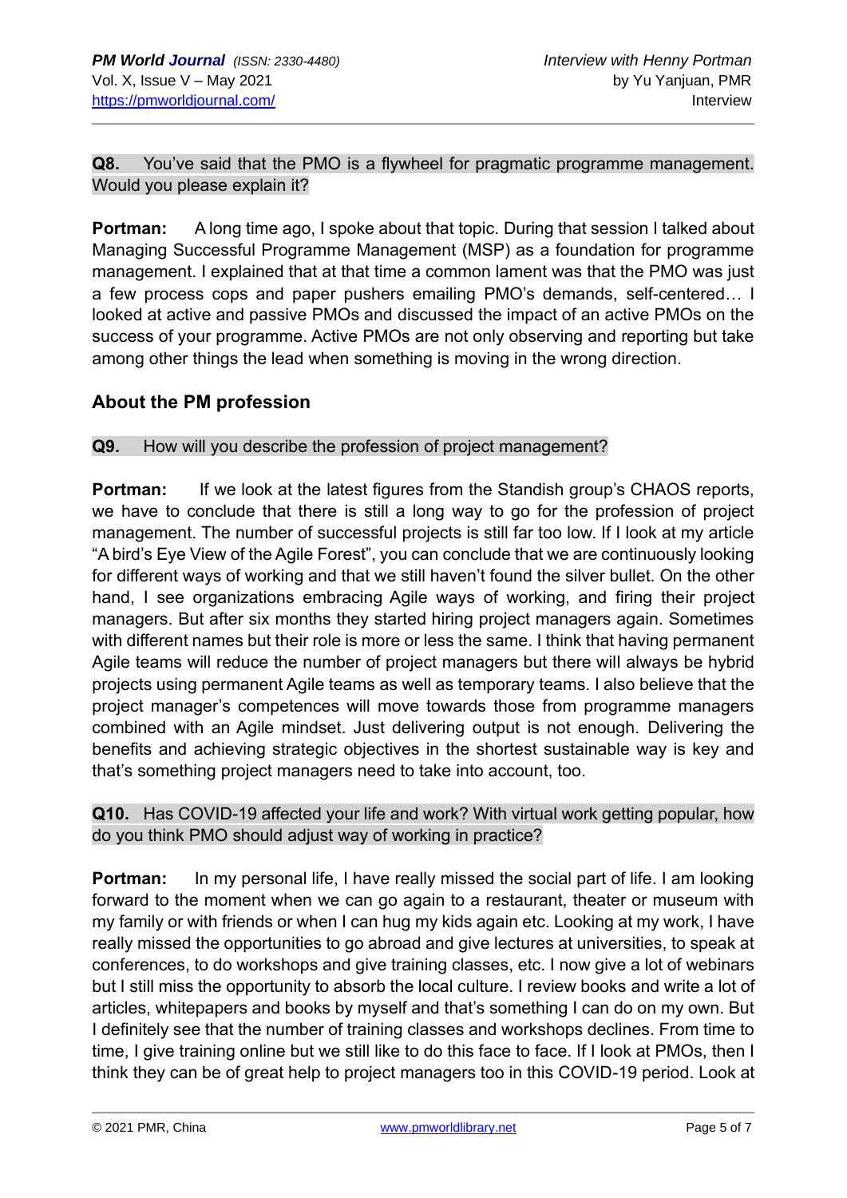**Q8.** You've said that the PMO is a flywheel for pragmatic programme management. Would you please explain it?

**Portman:** A long time ago, I spoke about that topic. During that session I talked about Managing Successful Programme Management (MSP) as a foundation for programme management. I explained that at that time a common lament was that the PMO was just a few process cops and paper pushers emailing PMO's demands, self-centered… I looked at active and passive PMOs and discussed the impact of an active PMOs on the success of your programme. Active PMOs are not only observing and reporting but take among other things the lead when something is moving in the wrong direction.

## About the PM profession

**Q9.** How will you describe the profession of project management?

**Portman:** If we look at the latest figures from the Standish group's CHAOS reports, we have to conclude that there is still a long way to go for the profession of project management. The number of successful projects is still far too low. If I look at my article "A bird's Eye View of the Agile Forest", you can conclude that we are continuously looking for different ways of working and that we still haven't found the silver bullet. On the other hand, I see organizations embracing Agile ways of working, and firing their project managers. But after six months they started hiring project managers again. Sometimes with different names but their role is more or less the same. I think that having permanent Agile teams will reduce the number of project managers but there will always be hybrid projects using permanent Agile teams as well as temporary teams. I also believe that the project manager's competences will move towards those from programme managers combined with an Agile mindset. Just delivering output is not enough. Delivering the benefits and achieving strategic objectives in the shortest sustainable way is key and that's something project managers need to take into account, too.

**Q10.** Has COVID-19 affected your life and work? With virtual work getting popular, how do you think PMO should adjust way of working in practice?

**Portman:** In my personal life, I have really missed the social part of life. I am looking forward to the moment when we can go again to a restaurant, theater or museum with my family or with friends or when I can hug my kids again etc. Looking at my work, I have really missed the opportunities to go abroad and give lectures at universities, to speak at conferences, to do workshops and give training classes, etc. I now give a lot of webinars but I still miss the opportunity to absorb the local culture. I review books and write a lot of articles, whitepapers and books by myself and that's something I can do on my own. But I definitely see that the number of training classes and workshops declines. From time to time, I give training online but we still like to do this face to face. If I look at PMOs, then I think they can be of great help to project managers too in this COVID-19 period. Look at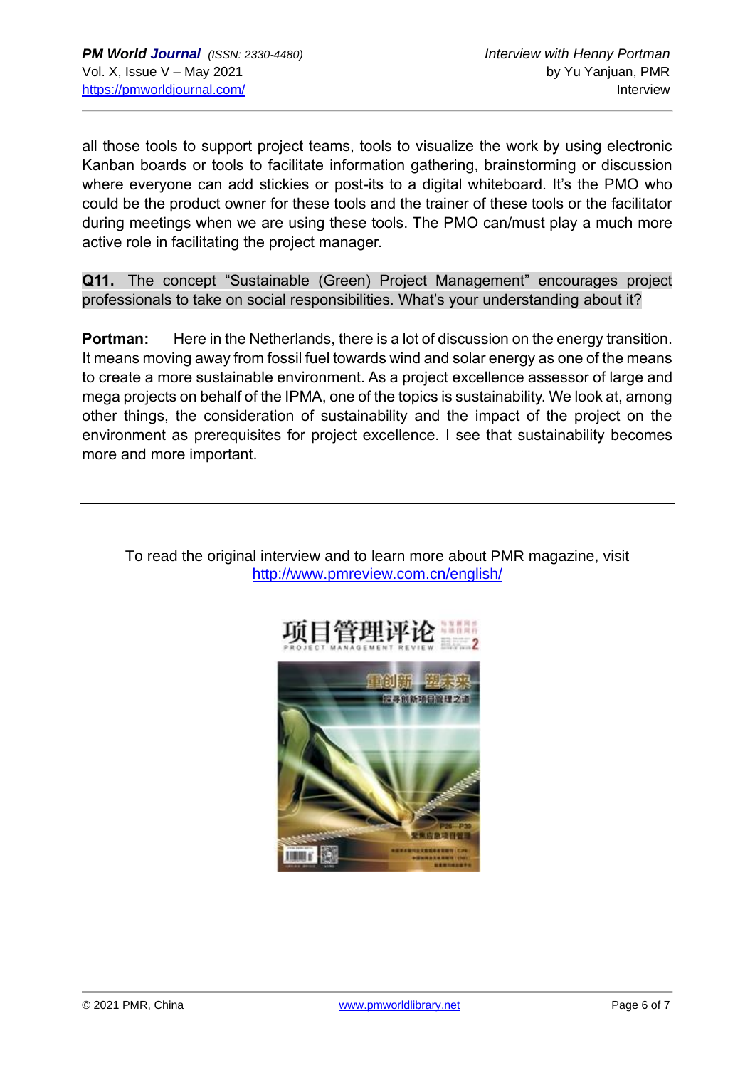all those tools to support project teams, tools to visualize the work by using electronic Kanban boards or tools to facilitate information gathering, brainstorming or discussion where everyone can add stickies or post-its to a digital whiteboard. It's the PMO who could be the product owner for these tools and the trainer of these tools or the facilitator during meetings when we are using these tools. The PMO can/must play a much more active role in facilitating the project manager.

**Q11.** The concept "Sustainable (Green) Project Management" encourages project professionals to take on social responsibilities. What's your understanding about it?

**Portman:** Here in the Netherlands, there is a lot of discussion on the energy transition. It means moving away from fossil fuel towards wind and solar energy as one of the means to create a more sustainable environment. As a project excellence assessor of large and mega projects on behalf of the IPMA, one of the topics is sustainability. We look at, among other things, the consideration of sustainability and the impact of the project on the environment as prerequisites for project excellence. I see that sustainability becomes more and more important.

---

To read the original interview and to learn more about PMR magazine, visit http://www.pmreview.com.cn/english/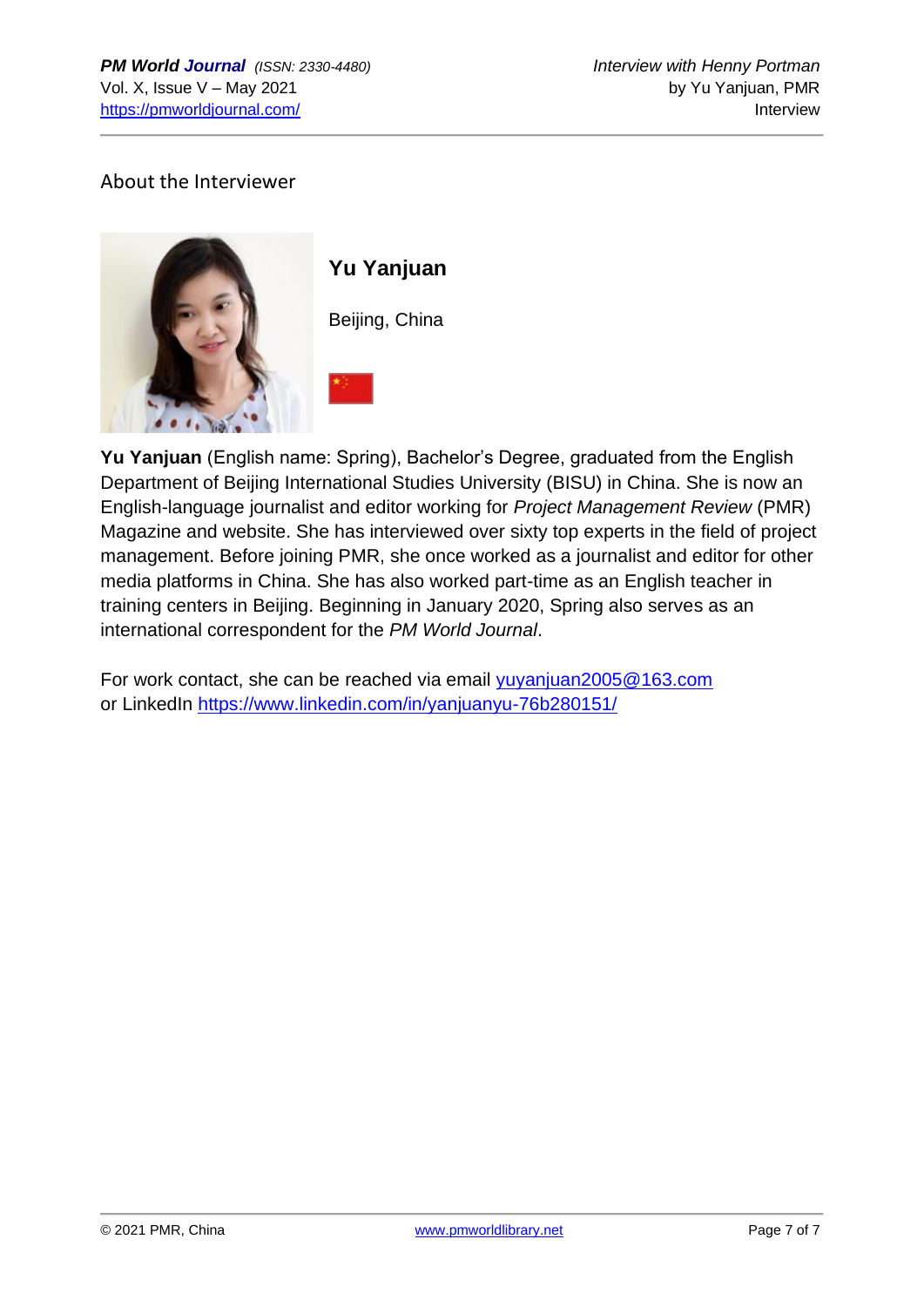## About the Interviewer

### Yu Yanjuan

Beijing, China

**Yu Yanjuan** (English name: Spring), Bachelor's Degree, graduated from the English Department of Beijing International Studies University (BISU) in China. She is now an English-language journalist and editor working for *Project Management Review* (PMR) Magazine and website. She has interviewed over sixty top experts in the field of project management. Before joining PMR, she once worked as a journalist and editor for other media platforms in China. She has also worked part-time as an English teacher in training centers in Beijing. Beginning in January 2020, Spring also serves as an international correspondent for the *PM World Journal*.

For work contact, she can be reached via email yuyanjuan2005@163.com or LinkedIn https://www.linkedin.com/in/yanjuanyu-76b280151/